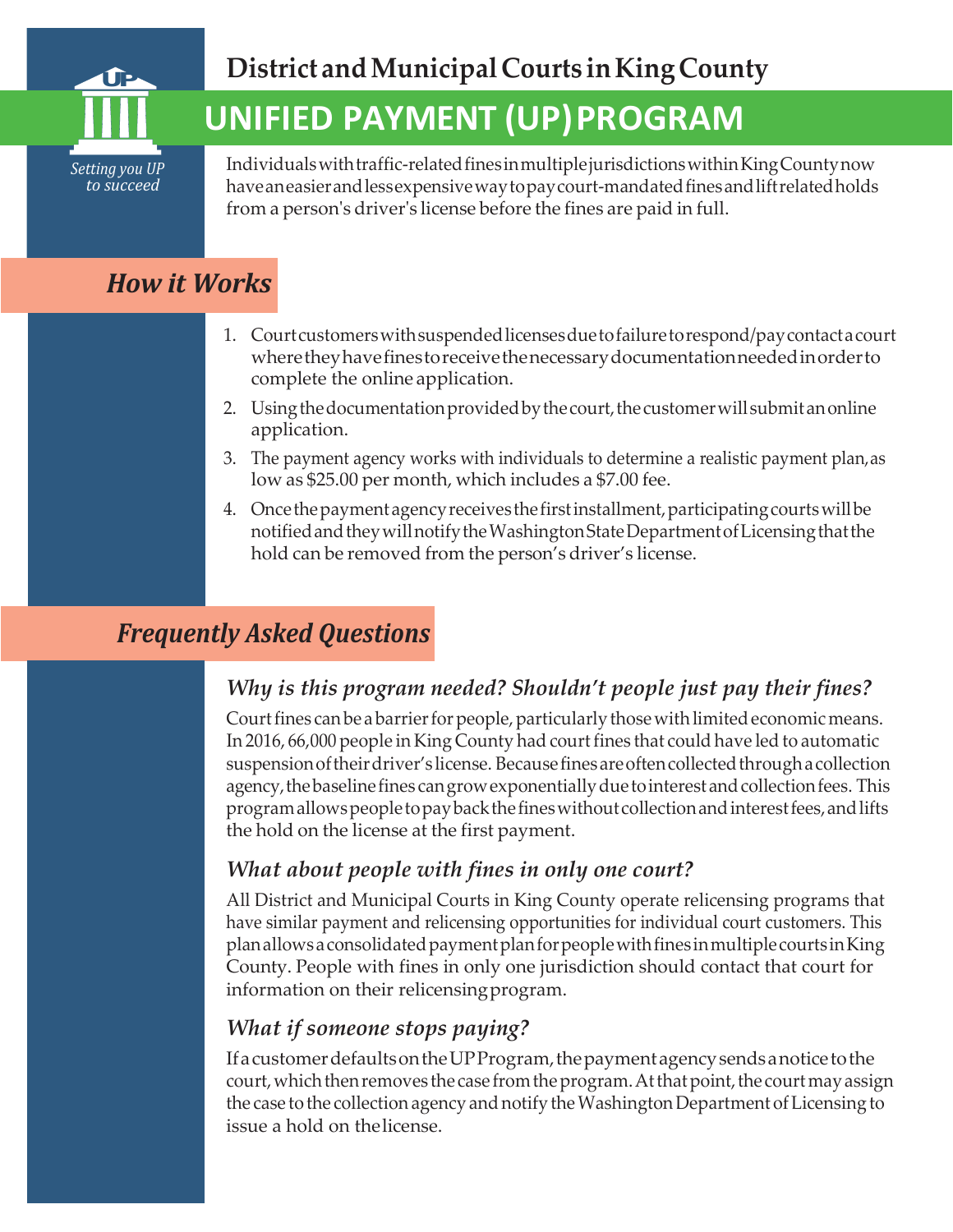## District and Municipal Courts in King County

# UNIFIED PAYMENT (UP) PROGRAM

*Setting you UP to succeed*

Individuals with traffic-related fines in multiple jurisdictions within King County now have an easier and less expensive way to pay court-mandated fines and lift related holds from a person's driver's license before the fines are paid in full.

## *How it Works*

1. Court customers with suspended licenses due to failure to respond/pay contact a court where they have fines to receive the necessary documentation needed in order to complete the online application.
2. Using the documentation provided by the court, the customer will submit an online application.
3. The payment agency works with individuals to determine a realistic payment plan, as low as $25.00 per month, which includes a $7.00 fee.
4. Once the payment agency receives the first installment, participating courts will be notified and they will notify the Washington State Department of Licensing that the hold can be removed from the person's driver's license.

## *Frequently Asked Questions*

### *Why is this program needed? Shouldn't people just pay their fines?*

Court fines can be a barrier for people, particularly those with limited economic means. In 2016, 66,000 people in King County had court fines that could have led to automatic suspension of their driver's license. Because fines are often collected through a collection agency, the baseline fines can grow exponentially due to interest and collection fees. This program allows people to pay back the fines without collection and interest fees, and lifts the hold on the license at the first payment.

### *What about people with fines in only one court?*

All District and Municipal Courts in King County operate relicensing programs that have similar payment and relicensing opportunities for individual court customers. This plan allows a consolidated payment plan for people with fines in multiple courts in King County. People with fines in only one jurisdiction should contact that court for information on their relicensing program.

### *What if someone stops paying?*

If a customer defaults on the UP Program, the payment agency sends a notice to the court, which then removes the case from the program. At that point, the court may assign the case to the collection agency and notify the Washington Department of Licensing to issue a hold on the license.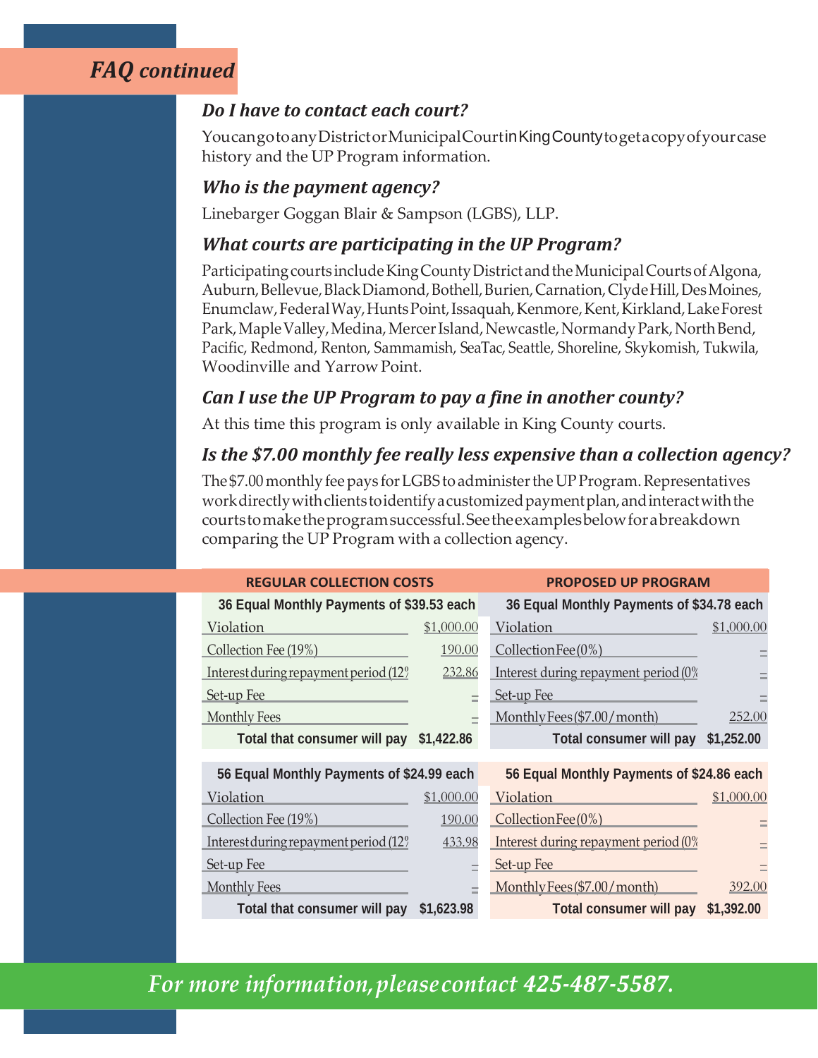## FAQ continued

### Do I have to contact each court?

You can go to any District or Municipal Court in King County to get a copy of your case history and the UP Program information.

### Who is the payment agency?

Linebarger Goggan Blair & Sampson (LGBS), LLP.

### What courts are participating in the UP Program?

Participating courts include King County District and the Municipal Courts of Algona, Auburn, Bellevue, Black Diamond, Bothell, Burien, Carnation, Clyde Hill, Des Moines, Enumclaw, Federal Way, Hunts Point, Issaquah, Kenmore, Kent, Kirkland, Lake Forest Park, Maple Valley, Medina, Mercer Island, Newcastle, Normandy Park, North Bend, Pacific, Redmond, Renton, Sammamish, SeaTac, Seattle, Shoreline, Skykomish, Tukwila, Woodinville and Yarrow Point.

### Can I use the UP Program to pay a fine in another county?

At this time this program is only available in King County courts.

### Is the $7.00 monthly fee really less expensive than a collection agency?

The $7.00 monthly fee pays for LGBS to administer the UP Program. Representatives work directly with clients to identify a customized payment plan, and interact with the courts to make the program successful. See the examples below for a breakdown comparing the UP Program with a collection agency.

| REGULAR COLLECTION COSTS | | PROPOSED UP PROGRAM | |
|---|---|---|---|
| **36 Equal Monthly Payments of $39.53 each** | | **36 Equal Monthly Payments of $34.78 each** | |
| Violation | $1,000.00 | Violation | $1,000.00 |
| Collection Fee (19%) | 190.00 | Collection Fee (0%) | – |
| Interest during repayment period (12% | 232.86 | Interest during repayment period (0% | – |
| Set-up Fee | – | Set-up Fee | – |
| Monthly Fees | – | Monthly Fees ($7.00/month) | 252.00 |
| **Total that consumer will pay** | **$1,422.86** | **Total consumer will pay** | **$1,252.00** |
| **56 Equal Monthly Payments of $24.99 each** | | **56 Equal Monthly Payments of $24.86 each** | |
| Violation | $1,000.00 | Violation | $1,000.00 |
| Collection Fee (19%) | 190.00 | Collection Fee (0%) | – |
| Interest during repayment period (12% | 433.98 | Interest during repayment period (0% | – |
| Set-up Fee | – | Set-up Fee | – |
| Monthly Fees | – | Monthly Fees ($7.00/month) | 392.00 |
| **Total that consumer will pay** | **$1,623.98** | **Total consumer will pay** | **$1,392.00** |

*For more information, please contact 425-487-5587.*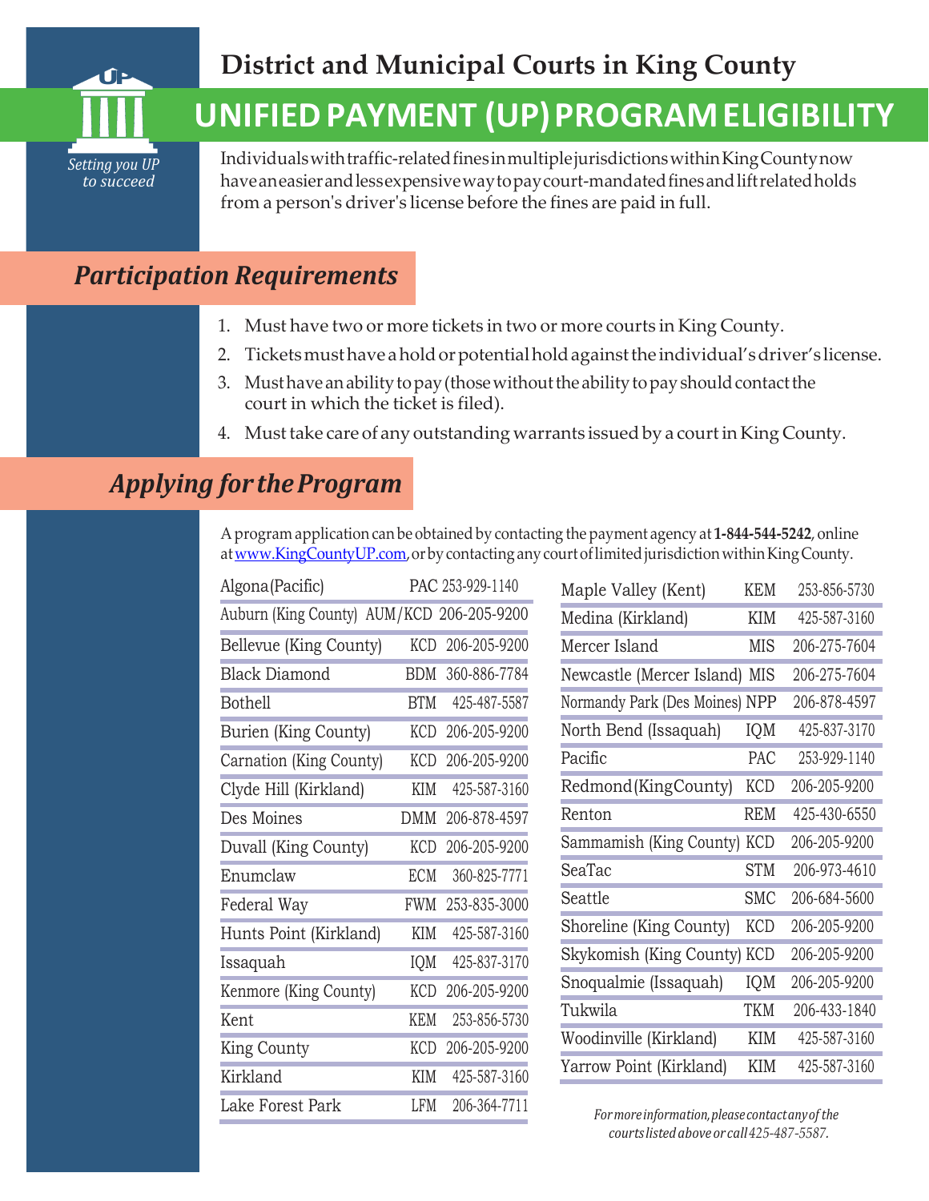Setting you UP to succeed

# District and Municipal Courts in King County

# UNIFIED PAYMENT (UP) PROGRAM ELIGIBILITY

Individuals with traffic-related fines in multiple jurisdictions within King County now have an easier and less expensive way to pay court-mandated fines and lift related holds from a person's driver's license before the fines are paid in full.

## *Participation Requirements*

1. Must have two or more tickets in two or more courts in King County.
2. Tickets must have a hold or potential hold against the individual's driver's license.
3. Must have an ability to pay (those without the ability to pay should contact the court in which the ticket is filed).
4. Must take care of any outstanding warrants issued by a court in King County.

## *Applying for the Program*

A program application can be obtained by contacting the payment agency at **1-844-544-5242**, online at [www.KingCountyUP.com](http://www.KingCountyUP.com), or by contacting any court of limited jurisdiction within King County.

| | | |
|---|---|---|
| Algona (Pacific) | PAC | 253-929-1140 |
| Auburn (King County) | AUM/KCD | 206-205-9200 |
| Bellevue (King County) | KCD | 206-205-9200 |
| Black Diamond | BDM | 360-886-7784 |
| Bothell | BTM | 425-487-5587 |
| Burien (King County) | KCD | 206-205-9200 |
| Carnation (King County) | KCD | 206-205-9200 |
| Clyde Hill (Kirkland) | KIM | 425-587-3160 |
| Des Moines | DMM | 206-878-4597 |
| Duvall (King County) | KCD | 206-205-9200 |
| Enumclaw | ECM | 360-825-7771 |
| Federal Way | FWM | 253-835-3000 |
| Hunts Point (Kirkland) | KIM | 425-587-3160 |
| Issaquah | IQM | 425-837-3170 |
| Kenmore (King County) | KCD | 206-205-9200 |
| Kent | KEM | 253-856-5730 |
| King County | KCD | 206-205-9200 |
| Kirkland | KIM | 425-587-3160 |
| Lake Forest Park | LFM | 206-364-7711 |
| Maple Valley (Kent) | KEM | 253-856-5730 |
| Medina (Kirkland) | KIM | 425-587-3160 |
| Mercer Island | MIS | 206-275-7604 |
| Newcastle (Mercer Island) | MIS | 206-275-7604 |
| Normandy Park (Des Moines) | NPP | 206-878-4597 |
| North Bend (Issaquah) | IQM | 425-837-3170 |
| Pacific | PAC | 253-929-1140 |
| Redmond (King County) | KCD | 206-205-9200 |
| Renton | REM | 425-430-6550 |
| Sammamish (King County) | KCD | 206-205-9200 |
| SeaTac | STM | 206-973-4610 |
| Seattle | SMC | 206-684-5600 |
| Shoreline (King County) | KCD | 206-205-9200 |
| Skykomish (King County) | KCD | 206-205-9200 |
| Snoqualmie (Issaquah) | IQM | 206-205-9200 |
| Tukwila | TKM | 206-433-1840 |
| Woodinville (Kirkland) | KIM | 425-587-3160 |
| Yarrow Point (Kirkland) | KIM | 425-587-3160 |

*For more information, please contact any of the courts listed above or call 425-487-5587.*